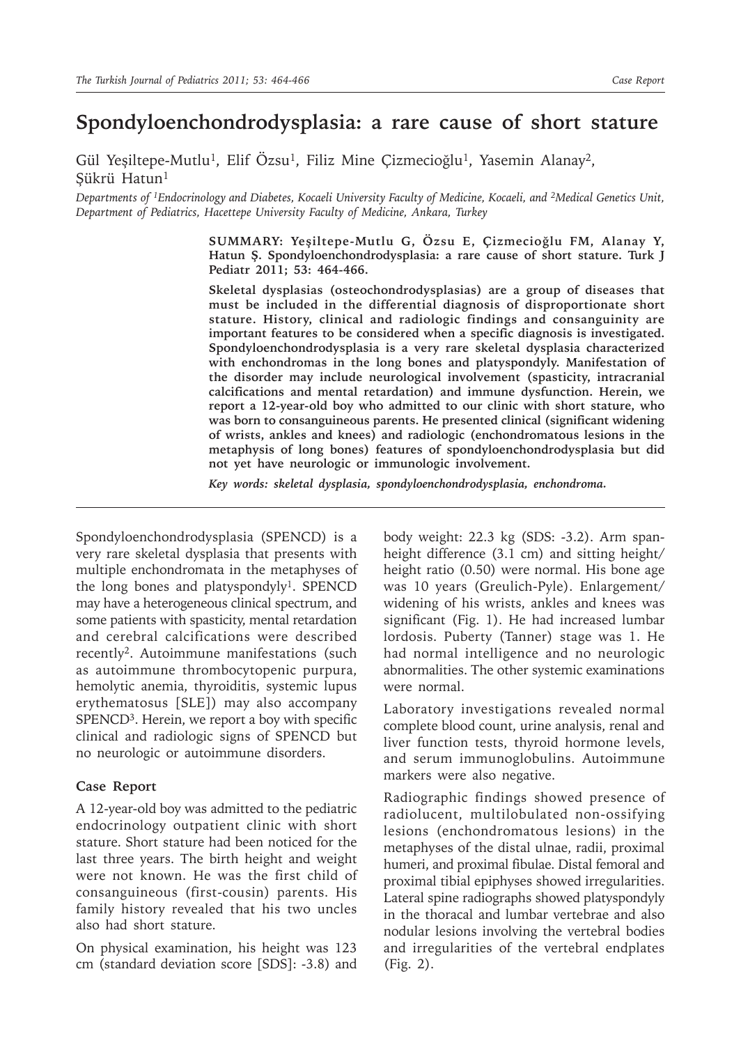# Spondyloenchondrodysplasia: a rare cause of short stature

Gül Yeşiltepe-Mutlu[1], Elif Özsu[1], Filiz Mine Çizmecioğlu[1], Yasemin Alanay[2], Şükrü Hatun[1]

*Departments of [1]Endocrinology and Diabetes, Kocaeli University Faculty of Medicine, Kocaeli, and [2]Medical Genetics Unit, Department of Pediatrics, Hacettepe University Faculty of Medicine, Ankara, Turkey*

**SUMMARY: Yeşiltepe-Mutlu G, Özsu E, Çizmecioğlu FM, Alanay Y, Hatun Ş. Spondyloenchondrodysplasia: a rare cause of short stature. Turk J Pediatr 2011; 53: 464-466.**

**Skeletal dysplasias (osteochondrodysplasias) are a group of diseases that must be included in the differential diagnosis of disproportionate short stature. History, clinical and radiologic findings and consanguinity are important features to be considered when a specific diagnosis is investigated. Spondyloenchondrodysplasia is a very rare skeletal dysplasia characterized with enchondromas in the long bones and platyspondyly. Manifestation of the disorder may include neurological involvement (spasticity, intracranial calcifications and mental retardation) and immune dysfunction. Herein, we report a 12-year-old boy who admitted to our clinic with short stature, who was born to consanguineous parents. He presented clinical (significant widening of wrists, ankles and knees) and radiologic (enchondromatous lesions in the metaphysis of long bones) features of spondyloenchondrodysplasia but did not yet have neurologic or immunologic involvement.**

***Key words: skeletal dysplasia, spondyloenchondrodysplasia, enchondroma.***

---

Spondyloenchondrodysplasia (SPENCD) is a very rare skeletal dysplasia that presents with multiple enchondromata in the metaphyses of the long bones and platyspondyly[1]. SPENCD may have a heterogeneous clinical spectrum, and some patients with spasticity, mental retardation and cerebral calcifications were described recently[2]. Autoimmune manifestations (such as autoimmune thrombocytopenic purpura, hemolytic anemia, thyroiditis, systemic lupus erythematosus [SLE]) may also accompany SPENCD[3]. Herein, we report a boy with specific clinical and radiologic signs of SPENCD but no neurologic or autoimmune disorders.

## Case Report

A 12-year-old boy was admitted to the pediatric endocrinology outpatient clinic with short stature. Short stature had been noticed for the last three years. The birth height and weight were not known. He was the first child of consanguineous (first-cousin) parents. His family history revealed that his two uncles also had short stature.

On physical examination, his height was 123 cm (standard deviation score [SDS]: -3.8) and body weight: 22.3 kg (SDS: -3.2). Arm span-height difference (3.1 cm) and sitting height/height ratio (0.50) were normal. His bone age was 10 years (Greulich-Pyle). Enlargement/widening of his wrists, ankles and knees was significant (Fig. 1). He had increased lumbar lordosis. Puberty (Tanner) stage was 1. He had normal intelligence and no neurologic abnormalities. The other systemic examinations were normal.

Laboratory investigations revealed normal complete blood count, urine analysis, renal and liver function tests, thyroid hormone levels, and serum immunoglobulins. Autoimmune markers were also negative.

Radiographic findings showed presence of radiolucent, multilobulated non-ossifying lesions (enchondromatous lesions) in the metaphyses of the distal ulnae, radii, proximal humeri, and proximal fibulae. Distal femoral and proximal tibial epiphyses showed irregularities. Lateral spine radiographs showed platyspondyly in the thoracal and lumbar vertebrae and also nodular lesions involving the vertebral bodies and irregularities of the vertebral endplates (Fig. 2).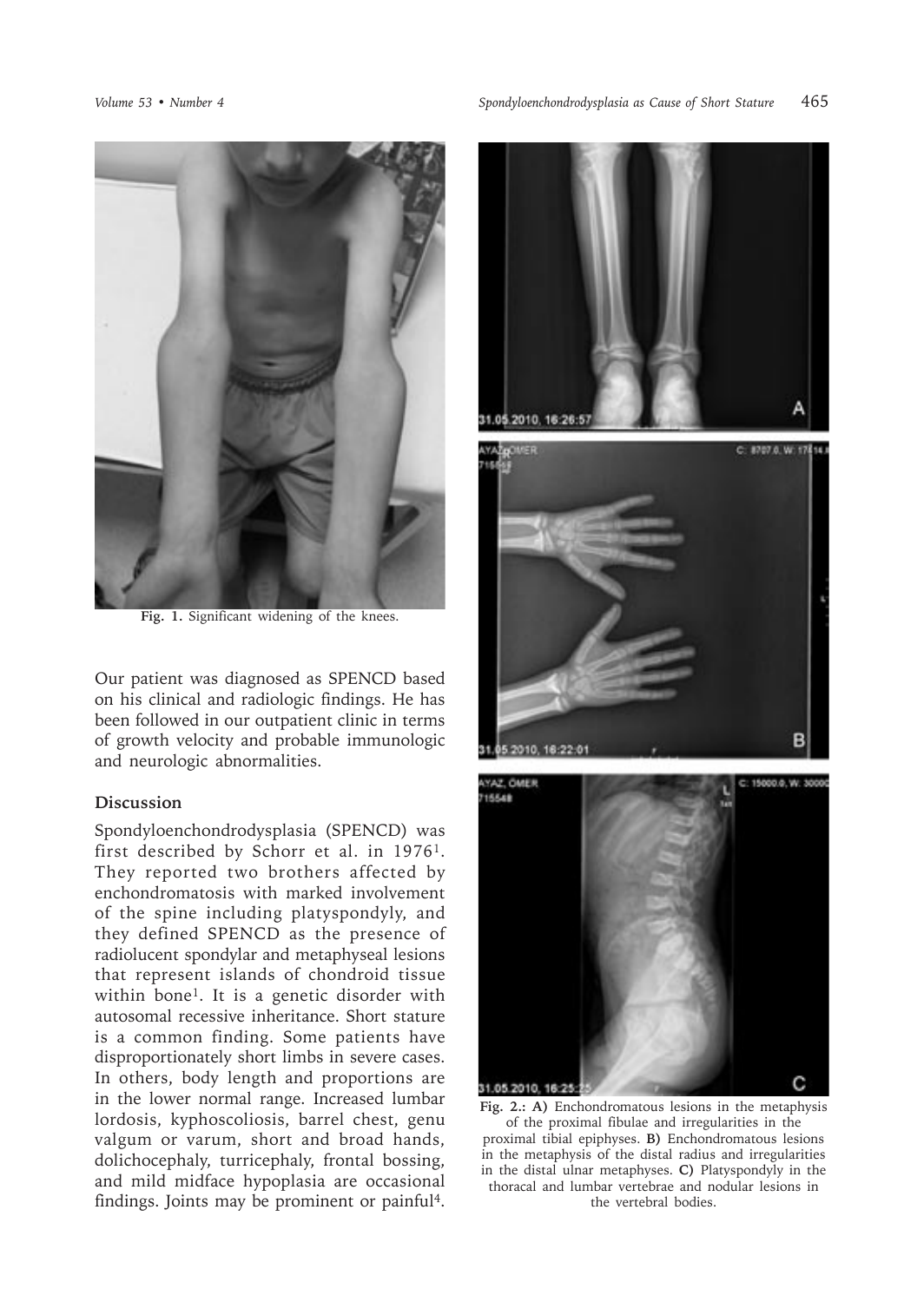Fig. 1. Significant widening of the knees.

Our patient was diagnosed as SPENCD based on his clinical and radiologic findings. He has been followed in our outpatient clinic in terms of growth velocity and probable immunologic and neurologic abnormalities.

## Discussion

Spondyloenchondrodysplasia (SPENCD) was first described by Schorr et al. in 1976[1]. They reported two brothers affected by enchondromatosis with marked involvement of the spine including platyspondyly, and they defined SPENCD as the presence of radiolucent spondylar and metaphyseal lesions that represent islands of chondroid tissue within bone[1]. It is a genetic disorder with autosomal recessive inheritance. Short stature is a common finding. Some patients have disproportionately short limbs in severe cases. In others, body length and proportions are in the lower normal range. Increased lumbar lordosis, kyphoscoliosis, barrel chest, genu valgum or varum, short and broad hands, dolichocephaly, turricephaly, frontal bossing, and mild midface hypoplasia are occasional findings. Joints may be prominent or painful[4].

Fig. 2.: **A)** Enchondromatous lesions in the metaphysis of the proximal fibulae and irregularities in the proximal tibial epiphyses. **B)** Enchondromatous lesions in the metaphysis of the distal radius and irregularities in the distal ulnar metaphyses. **C)** Platyspondyly in the thoracal and lumbar vertebrae and nodular lesions in the vertebral bodies.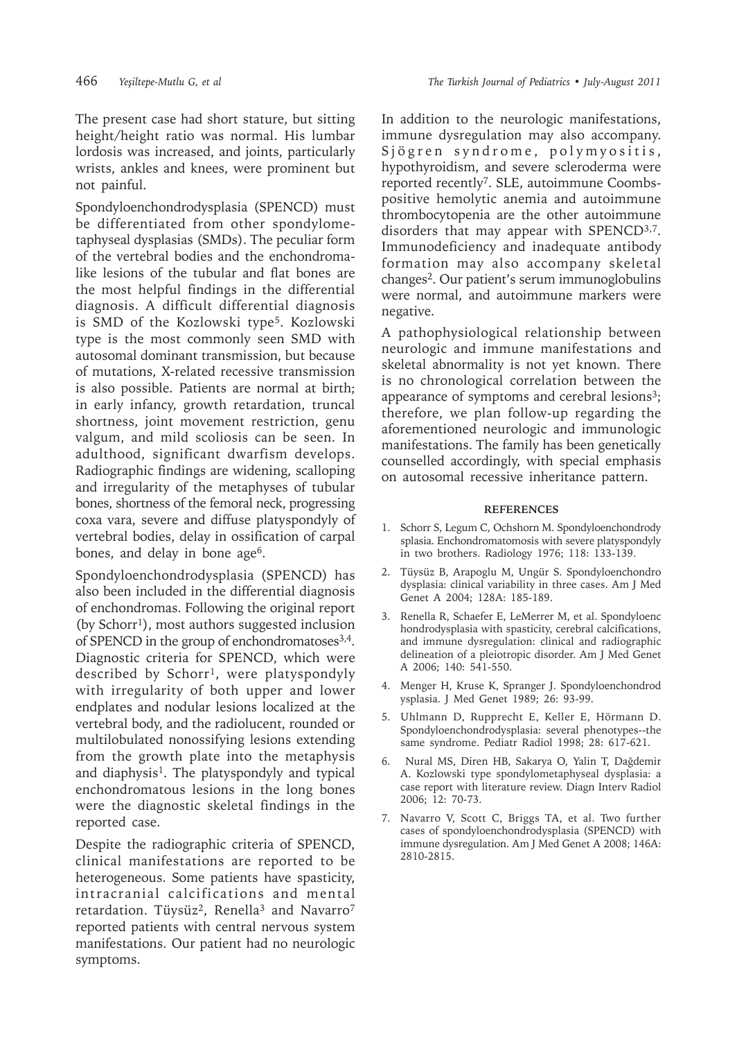The present case had short stature, but sitting height/height ratio was normal. His lumbar lordosis was increased, and joints, particularly wrists, ankles and knees, were prominent but not painful.

Spondyloenchondrodysplasia (SPENCD) must be differentiated from other spondylometaphyseal dysplasias (SMDs). The peculiar form of the vertebral bodies and the enchondroma-like lesions of the tubular and flat bones are the most helpful findings in the differential diagnosis. A difficult differential diagnosis is SMD of the Kozlowski type[5]. Kozlowski type is the most commonly seen SMD with autosomal dominant transmission, but because of mutations, X-related recessive transmission is also possible. Patients are normal at birth; in early infancy, growth retardation, truncal shortness, joint movement restriction, genu valgum, and mild scoliosis can be seen. In adulthood, significant dwarfism develops. Radiographic findings are widening, scalloping and irregularity of the metaphyses of tubular bones, shortness of the femoral neck, progressing coxa vara, severe and diffuse platyspondyly of vertebral bodies, delay in ossification of carpal bones, and delay in bone age[6].

Spondyloenchondrodysplasia (SPENCD) has also been included in the differential diagnosis of enchondromas. Following the original report (by Schorr[1]), most authors suggested inclusion of SPENCD in the group of enchondromatoses[3,4]. Diagnostic criteria for SPENCD, which were described by Schorr[1], were platyspondyly with irregularity of both upper and lower endplates and nodular lesions localized at the vertebral body, and the radiolucent, rounded or multilobulated nonossifying lesions extending from the growth plate into the metaphysis and diaphysis[1]. The platyspondyly and typical enchondromatous lesions in the long bones were the diagnostic skeletal findings in the reported case.

Despite the radiographic criteria of SPENCD, clinical manifestations are reported to be heterogeneous. Some patients have spasticity, intracranial calcifications and mental retardation. Tüysüz[2], Renella[3] and Navarro[7] reported patients with central nervous system manifestations. Our patient had no neurologic symptoms.

In addition to the neurologic manifestations, immune dysregulation may also accompany. Sjögren syndrome, polymyositis, hypothyroidism, and severe scleroderma were reported recently[7]. SLE, autoimmune Coombs-positive hemolytic anemia and autoimmune thrombocytopenia are the other autoimmune disorders that may appear with SPENCD[3,7]. Immunodeficiency and inadequate antibody formation may also accompany skeletal changes[2]. Our patient's serum immunoglobulins were normal, and autoimmune markers were negative.

A pathophysiological relationship between neurologic and immune manifestations and skeletal abnormality is not yet known. There is no chronological correlation between the appearance of symptoms and cerebral lesions[3]; therefore, we plan follow-up regarding the aforementioned neurologic and immunologic manifestations. The family has been genetically counselled accordingly, with special emphasis on autosomal recessive inheritance pattern.

## REFERENCES

1. Schorr S, Legum C, Ochshorn M. Spondyloenchondrodysplasia. Enchondromatomosis with severe platyspondyly in two brothers. Radiology 1976; 118: 133-139.
2. Tüysüz B, Arapoglu M, Ungür S. Spondyloenchondrodysplasia: clinical variability in three cases. Am J Med Genet A 2004; 128A: 185-189.
3. Renella R, Schaefer E, LeMerrer M, et al. Spondyloenchondrodysplasia with spasticity, cerebral calcifications, and immune dysregulation: clinical and radiographic delineation of a pleiotropic disorder. Am J Med Genet A 2006; 140: 541-550.
4. Menger H, Kruse K, Spranger J. Spondyloenchondrodysplasia. J Med Genet 1989; 26: 93-99.
5. Uhlmann D, Rupprecht E, Keller E, Hörmann D. Spondyloenchondrodysplasia: several phenotypes--the same syndrome. Pediatr Radiol 1998; 28: 617-621.
6. Nural MS, Diren HB, Sakarya O, Yalin T, Dağdemir A. Kozlowski type spondylometaphyseal dysplasia: a case report with literature review. Diagn Interv Radiol 2006; 12: 70-73.
7. Navarro V, Scott C, Briggs TA, et al. Two further cases of spondyloenchondrodysplasia (SPENCD) with immune dysregulation. Am J Med Genet A 2008; 146A: 2810-2815.